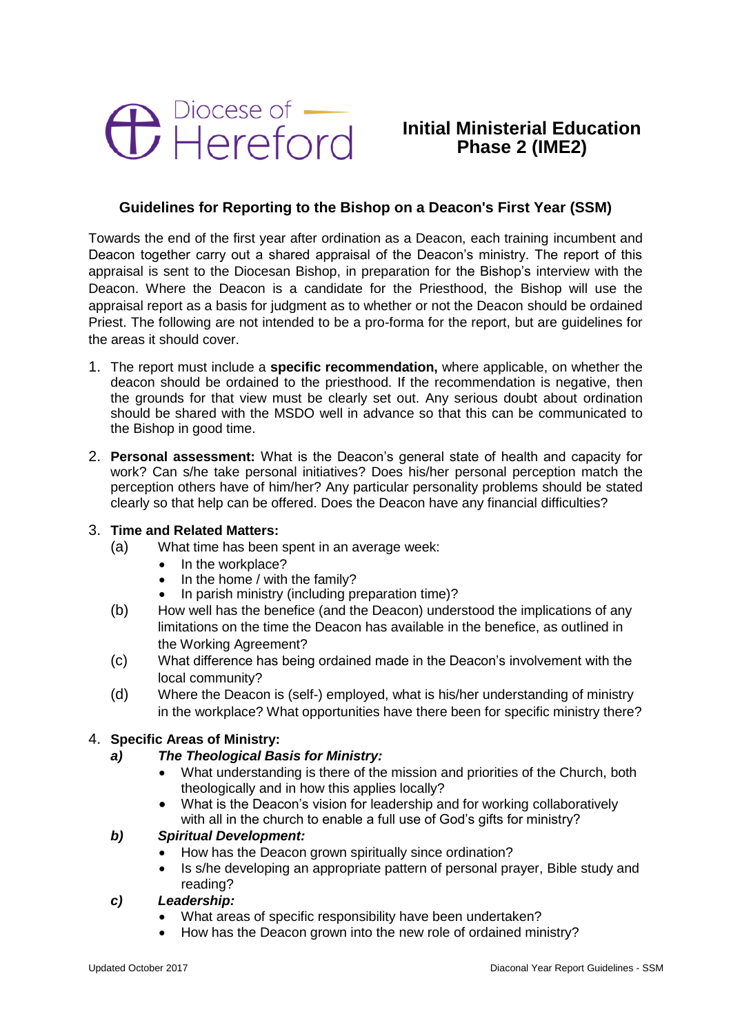Diocese of Hereford

# Initial Ministerial Education Phase 2 (IME2)

## Guidelines for Reporting to the Bishop on a Deacon's First Year (SSM)

Towards the end of the first year after ordination as a Deacon, each training incumbent and Deacon together carry out a shared appraisal of the Deacon's ministry. The report of this appraisal is sent to the Diocesan Bishop, in preparation for the Bishop's interview with the Deacon. Where the Deacon is a candidate for the Priesthood, the Bishop will use the appraisal report as a basis for judgment as to whether or not the Deacon should be ordained Priest. The following are not intended to be a pro-forma for the report, but are guidelines for the areas it should cover.

1. The report must include a **specific recommendation,** where applicable, on whether the deacon should be ordained to the priesthood. If the recommendation is negative, then the grounds for that view must be clearly set out. Any serious doubt about ordination should be shared with the MSDO well in advance so that this can be communicated to the Bishop in good time.

2. **Personal assessment:** What is the Deacon's general state of health and capacity for work? Can s/he take personal initiatives? Does his/her personal perception match the perception others have of him/her? Any particular personality problems should be stated clearly so that help can be offered. Does the Deacon have any financial difficulties?

3. **Time and Related Matters:**
   - (a) What time has been spent in an average week:
     - In the workplace?
     - In the home / with the family?
     - In parish ministry (including preparation time)?
   - (b) How well has the benefice (and the Deacon) understood the implications of any limitations on the time the Deacon has available in the benefice, as outlined in the Working Agreement?
   - (c) What difference has being ordained made in the Deacon's involvement with the local community?
   - (d) Where the Deacon is (self-) employed, what is his/her understanding of ministry in the workplace? What opportunities have there been for specific ministry there?

4. **Specific Areas of Ministry:**
   - ***a) The Theological Basis for Ministry:***
     - What understanding is there of the mission and priorities of the Church, both theologically and in how this applies locally?
     - What is the Deacon's vision for leadership and for working collaboratively with all in the church to enable a full use of God's gifts for ministry?
   - ***b) Spiritual Development:***
     - How has the Deacon grown spiritually since ordination?
     - Is s/he developing an appropriate pattern of personal prayer, Bible study and reading?
   - ***c) Leadership:***
     - What areas of specific responsibility have been undertaken?
     - How has the Deacon grown into the new role of ordained ministry?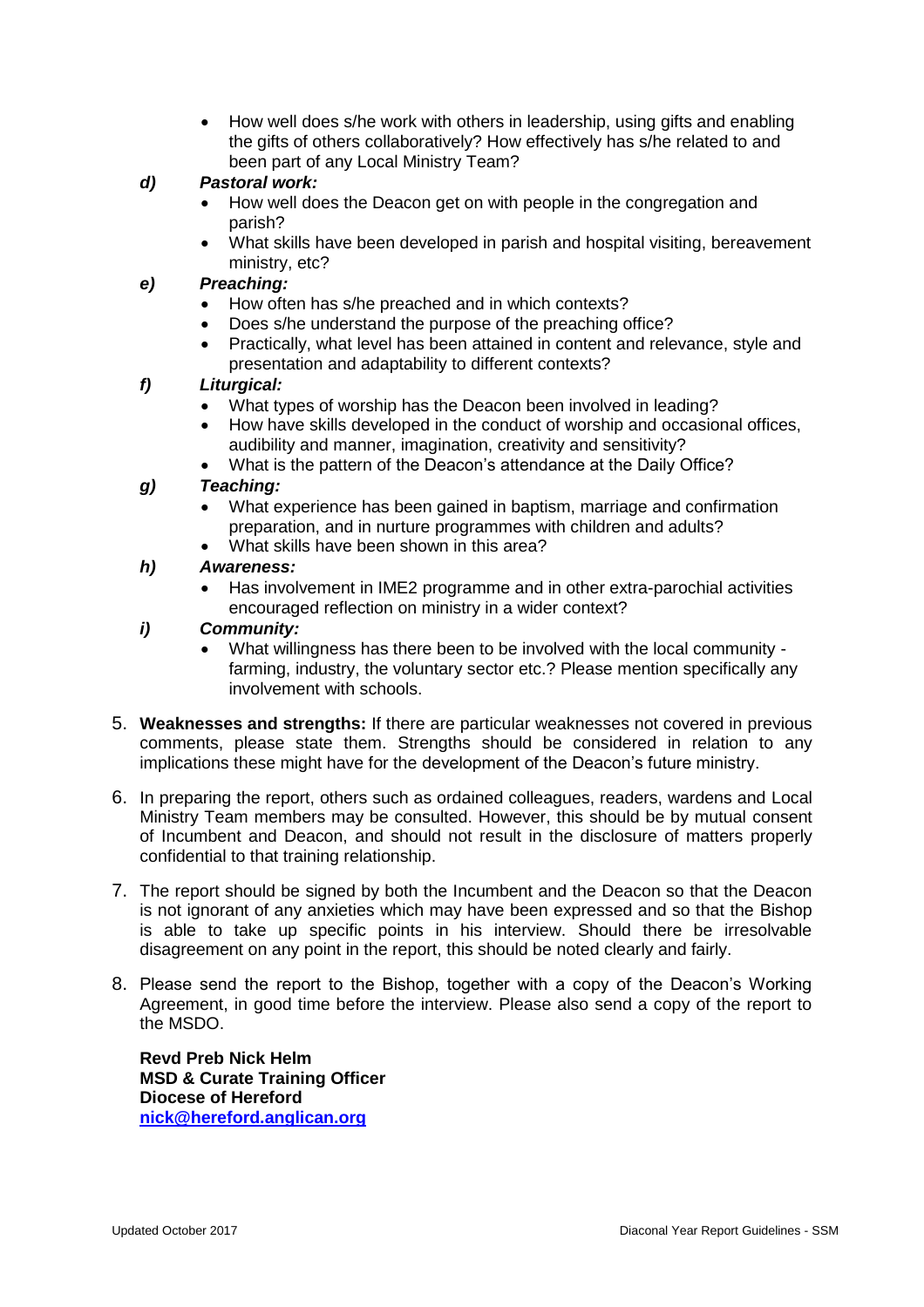- How well does s/he work with others in leadership, using gifts and enabling the gifts of others collaboratively? How effectively has s/he related to and been part of any Local Ministry Team?

***d) Pastoral work:***

- How well does the Deacon get on with people in the congregation and parish?
- What skills have been developed in parish and hospital visiting, bereavement ministry, etc?

***e) Preaching:***

- How often has s/he preached and in which contexts?
- Does s/he understand the purpose of the preaching office?
- Practically, what level has been attained in content and relevance, style and presentation and adaptability to different contexts?

***f) Liturgical:***

- What types of worship has the Deacon been involved in leading?
- How have skills developed in the conduct of worship and occasional offices, audibility and manner, imagination, creativity and sensitivity?
- What is the pattern of the Deacon's attendance at the Daily Office?

***g) Teaching:***

- What experience has been gained in baptism, marriage and confirmation preparation, and in nurture programmes with children and adults?
- What skills have been shown in this area?

***h) Awareness:***

- Has involvement in IME2 programme and in other extra-parochial activities encouraged reflection on ministry in a wider context?

***i) Community:***

- What willingness has there been to be involved with the local community - farming, industry, the voluntary sector etc.? Please mention specifically any involvement with schools.

5. **Weaknesses and strengths:** If there are particular weaknesses not covered in previous comments, please state them. Strengths should be considered in relation to any implications these might have for the development of the Deacon's future ministry.

6. In preparing the report, others such as ordained colleagues, readers, wardens and Local Ministry Team members may be consulted. However, this should be by mutual consent of Incumbent and Deacon, and should not result in the disclosure of matters properly confidential to that training relationship.

7. The report should be signed by both the Incumbent and the Deacon so that the Deacon is not ignorant of any anxieties which may have been expressed and so that the Bishop is able to take up specific points in his interview. Should there be irresolvable disagreement on any point in the report, this should be noted clearly and fairly.

8. Please send the report to the Bishop, together with a copy of the Deacon's Working Agreement, in good time before the interview. Please also send a copy of the report to the MSDO.

**Revd Preb Nick Helm**
**MSD & Curate Training Officer**
**Diocese of Hereford**
**nick@hereford.anglican.org**